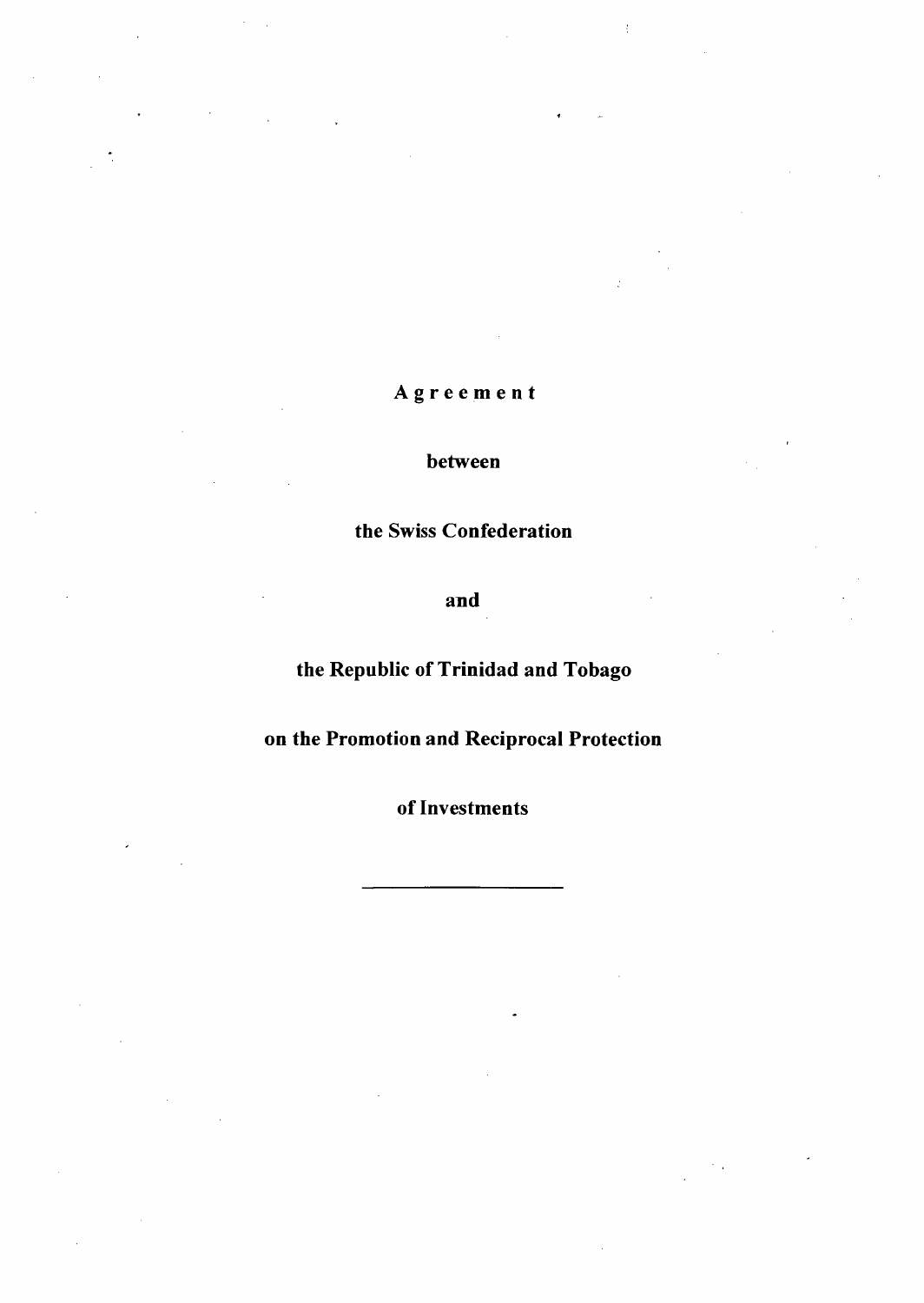# Agreement

## between

## the Swiss Confederation

## and

## the Republic of Trinidad and Tobago

## on the Promotion and Reciprocal Protection

## of Investments

---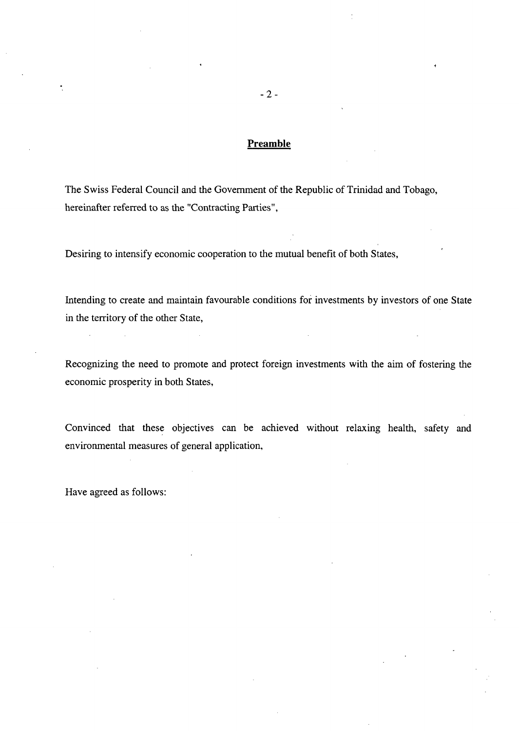## Preamble

The Swiss Federal Council and the Government of the Republic of Trinidad and Tobago, hereinafter referred to as the "Contracting Parties",

Desiring to intensify economic cooperation to the mutual benefit of both States,

Intending to create and maintain favourable conditions for investments by investors of one State in the territory of the other State,

Recognizing the need to promote and protect foreign investments with the aim of fostering the economic prosperity in both States,

Convinced that these objectives can be achieved without relaxing health, safety and environmental measures of general application,

Have agreed as follows: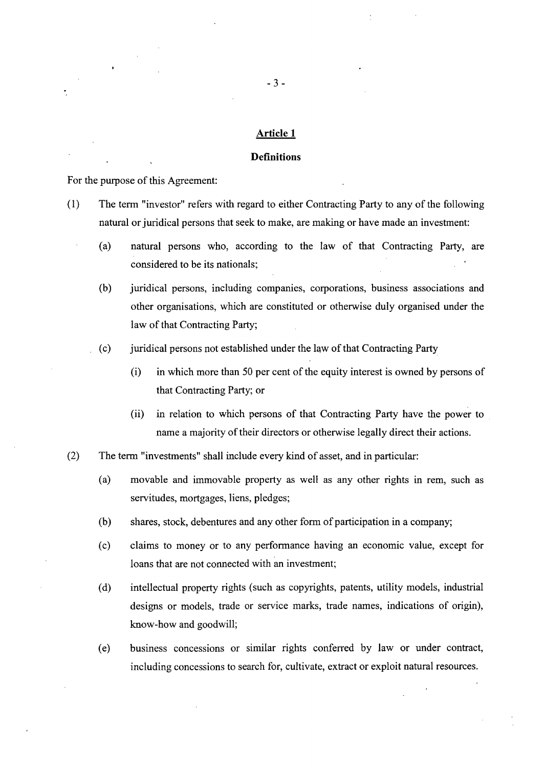## Article 1

### Definitions

For the purpose of this Agreement:

(1) The term "investor" refers with regard to either Contracting Party to any of the following natural or juridical persons that seek to make, are making or have made an investment:

- (a) natural persons who, according to the law of that Contracting Party, are considered to be its nationals;
- (b) juridical persons, including companies, corporations, business associations and other organisations, which are constituted or otherwise duly organised under the law of that Contracting Party;
- (c) juridical persons not established under the law of that Contracting Party
  - (i) in which more than 50 per cent of the equity interest is owned by persons of that Contracting Party; or
  - (ii) in relation to which persons of that Contracting Party have the power to name a majority of their directors or otherwise legally direct their actions.

(2) The term "investments" shall include every kind of asset, and in particular:

- (a) movable and immovable property as well as any other rights in rem, such as servitudes, mortgages, liens, pledges;
- (b) shares, stock, debentures and any other form of participation in a company;
- (c) claims to money or to any performance having an economic value, except for loans that are not connected with an investment;
- (d) intellectual property rights (such as copyrights, patents, utility models, industrial designs or models, trade or service marks, trade names, indications of origin), know-how and goodwill;
- (e) business concessions or similar rights conferred by law or under contract, including concessions to search for, cultivate, extract or exploit natural resources.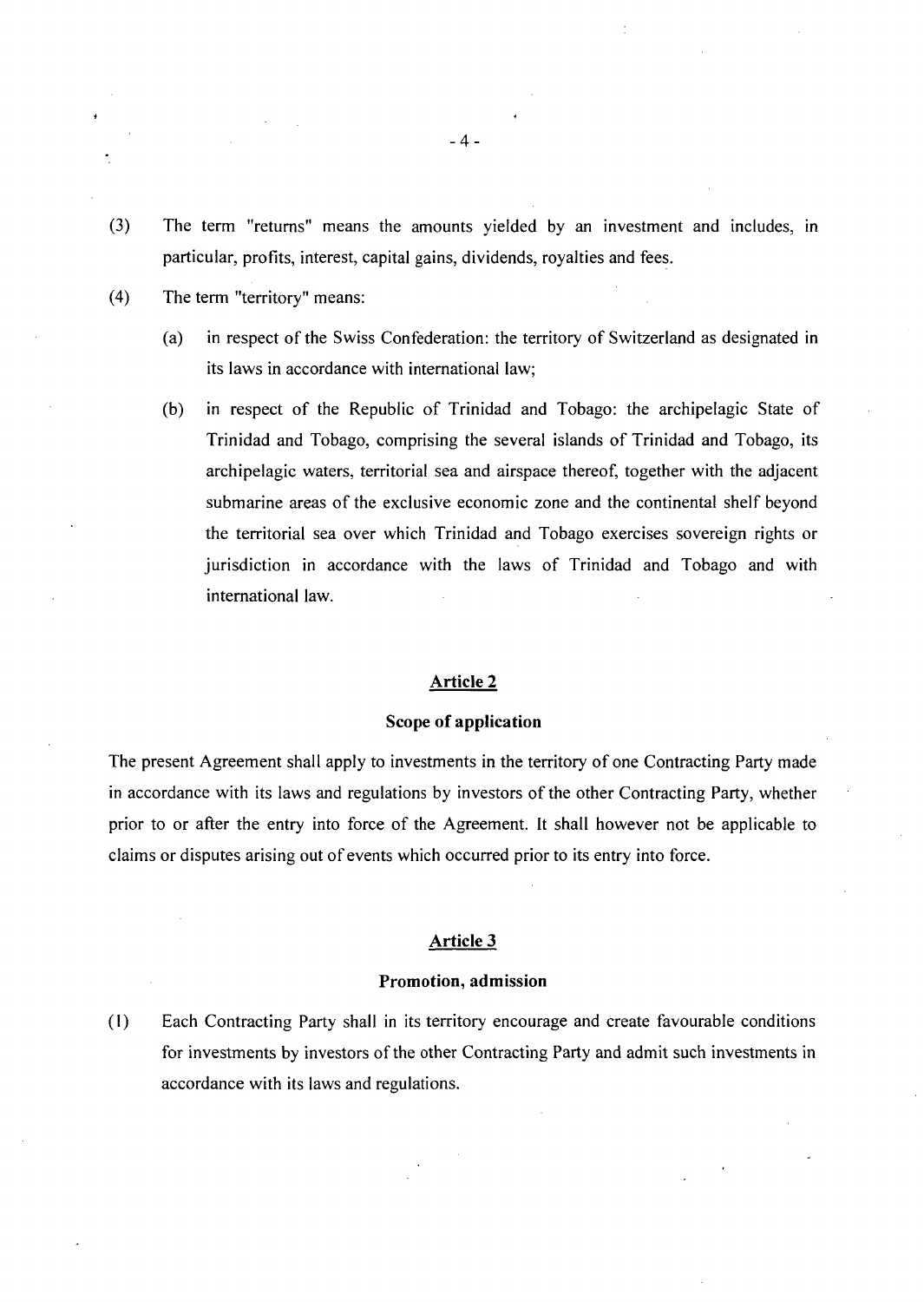(3) The term "returns" means the amounts yielded by an investment and includes, in particular, profits, interest, capital gains, dividends, royalties and fees.

(4) The term "territory" means:

(a) in respect of the Swiss Confederation: the territory of Switzerland as designated in its laws in accordance with international law;

(b) in respect of the Republic of Trinidad and Tobago: the archipelagic State of Trinidad and Tobago, comprising the several islands of Trinidad and Tobago, its archipelagic waters, territorial sea and airspace thereof, together with the adjacent submarine areas of the exclusive economic zone and the continental shelf beyond the territorial sea over which Trinidad and Tobago exercises sovereign rights or jurisdiction in accordance with the laws of Trinidad and Tobago and with international law.

## Article 2

### Scope of application

The present Agreement shall apply to investments in the territory of one Contracting Party made in accordance with its laws and regulations by investors of the other Contracting Party, whether prior to or after the entry into force of the Agreement. It shall however not be applicable to claims or disputes arising out of events which occurred prior to its entry into force.

## Article 3

### Promotion, admission

(1) Each Contracting Party shall in its territory encourage and create favourable conditions for investments by investors of the other Contracting Party and admit such investments in accordance with its laws and regulations.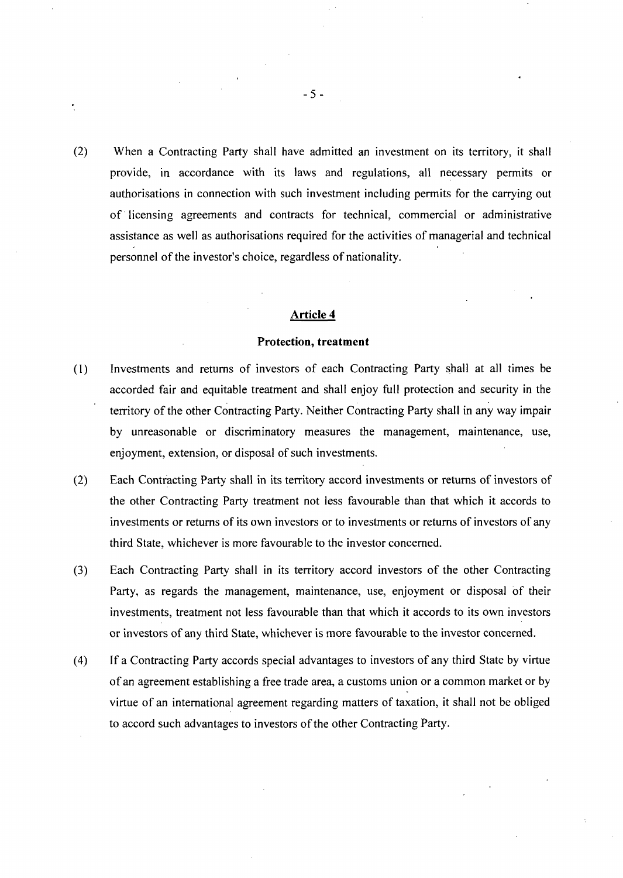(2) When a Contracting Party shall have admitted an investment on its territory, it shall provide, in accordance with its laws and regulations, all necessary permits or authorisations in connection with such investment including permits for the carrying out of licensing agreements and contracts for technical, commercial or administrative assistance as well as authorisations required for the activities of managerial and technical personnel of the investor's choice, regardless of nationality.

## Article 4

### Protection, treatment

(1) Investments and returns of investors of each Contracting Party shall at all times be accorded fair and equitable treatment and shall enjoy full protection and security in the territory of the other Contracting Party. Neither Contracting Party shall in any way impair by unreasonable or discriminatory measures the management, maintenance, use, enjoyment, extension, or disposal of such investments.

(2) Each Contracting Party shall in its territory accord investments or returns of investors of the other Contracting Party treatment not less favourable than that which it accords to investments or returns of its own investors or to investments or returns of investors of any third State, whichever is more favourable to the investor concerned.

(3) Each Contracting Party shall in its territory accord investors of the other Contracting Party, as regards the management, maintenance, use, enjoyment or disposal of their investments, treatment not less favourable than that which it accords to its own investors or investors of any third State, whichever is more favourable to the investor concerned.

(4) If a Contracting Party accords special advantages to investors of any third State by virtue of an agreement establishing a free trade area, a customs union or a common market or by virtue of an international agreement regarding matters of taxation, it shall not be obliged to accord such advantages to investors of the other Contracting Party.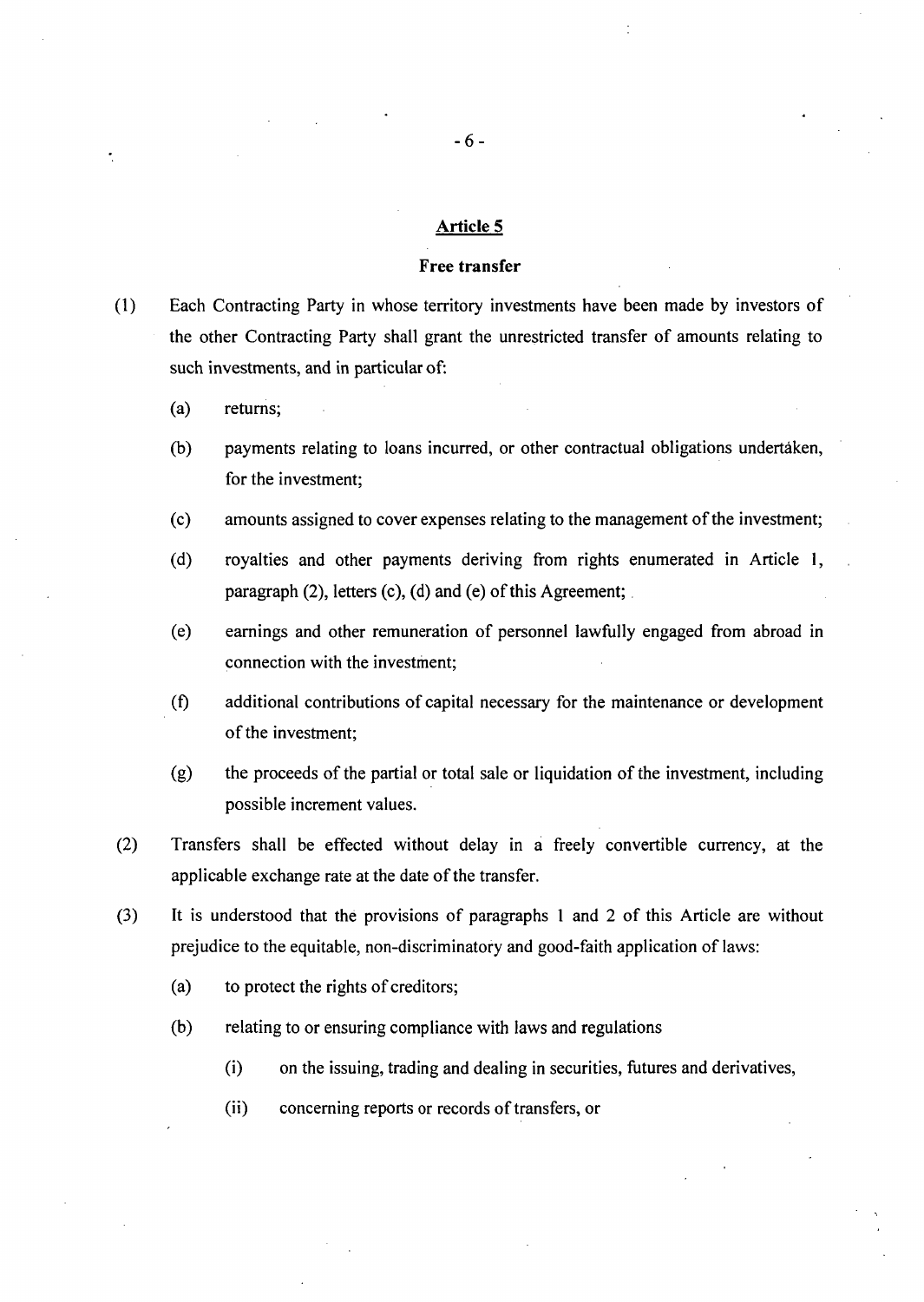## Article 5

### Free transfer

(1) Each Contracting Party in whose territory investments have been made by investors of the other Contracting Party shall grant the unrestricted transfer of amounts relating to such investments, and in particular of:

  (a) returns;

  (b) payments relating to loans incurred, or other contractual obligations undertaken, for the investment;

  (c) amounts assigned to cover expenses relating to the management of the investment;

  (d) royalties and other payments deriving from rights enumerated in Article 1, paragraph (2), letters (c), (d) and (e) of this Agreement;

  (e) earnings and other remuneration of personnel lawfully engaged from abroad in connection with the investment;

  (f) additional contributions of capital necessary for the maintenance or development of the investment;

  (g) the proceeds of the partial or total sale or liquidation of the investment, including possible increment values.

(2) Transfers shall be effected without delay in a freely convertible currency, at the applicable exchange rate at the date of the transfer.

(3) It is understood that the provisions of paragraphs 1 and 2 of this Article are without prejudice to the equitable, non-discriminatory and good-faith application of laws:

  (a) to protect the rights of creditors;

  (b) relating to or ensuring compliance with laws and regulations

    (i) on the issuing, trading and dealing in securities, futures and derivatives,

    (ii) concerning reports or records of transfers, or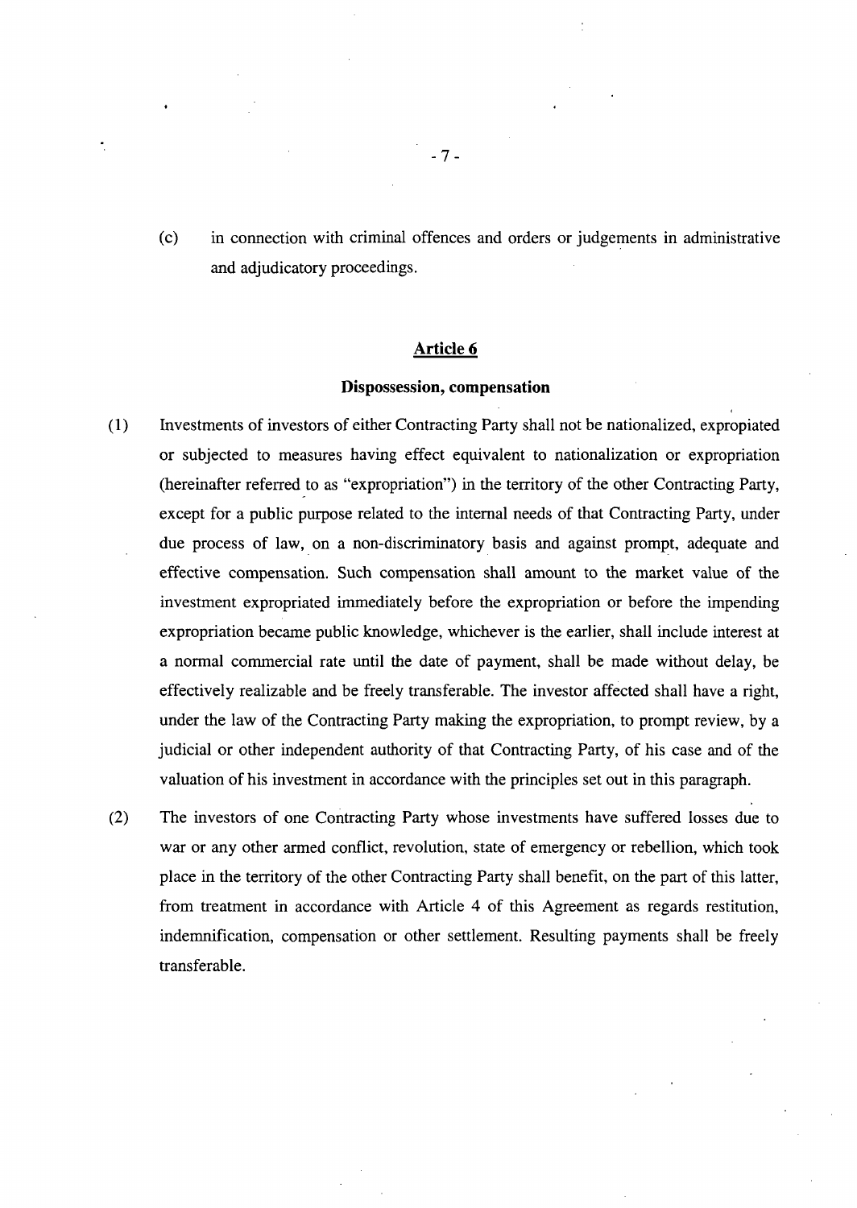(c) in connection with criminal offences and orders or judgements in administrative and adjudicatory proceedings.

## Article 6

### Dispossession, compensation

(1) Investments of investors of either Contracting Party shall not be nationalized, expropiated or subjected to measures having effect equivalent to nationalization or expropriation (hereinafter referred to as "expropriation") in the territory of the other Contracting Party, except for a public purpose related to the internal needs of that Contracting Party, under due process of law, on a non-discriminatory basis and against prompt, adequate and effective compensation. Such compensation shall amount to the market value of the investment expropriated immediately before the expropriation or before the impending expropriation became public knowledge, whichever is the earlier, shall include interest at a normal commercial rate until the date of payment, shall be made without delay, be effectively realizable and be freely transferable. The investor affected shall have a right, under the law of the Contracting Party making the expropriation, to prompt review, by a judicial or other independent authority of that Contracting Party, of his case and of the valuation of his investment in accordance with the principles set out in this paragraph.

(2) The investors of one Contracting Party whose investments have suffered losses due to war or any other armed conflict, revolution, state of emergency or rebellion, which took place in the territory of the other Contracting Party shall benefit, on the part of this latter, from treatment in accordance with Article 4 of this Agreement as regards restitution, indemnification, compensation or other settlement. Resulting payments shall be freely transferable.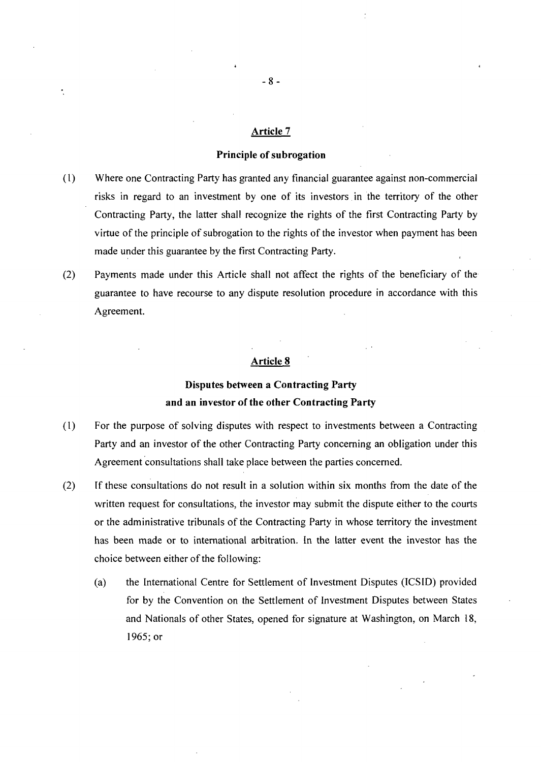## Article 7

### Principle of subrogation

(1) Where one Contracting Party has granted any financial guarantee against non-commercial risks in regard to an investment by one of its investors in the territory of the other Contracting Party, the latter shall recognize the rights of the first Contracting Party by virtue of the principle of subrogation to the rights of the investor when payment has been made under this guarantee by the first Contracting Party.

(2) Payments made under this Article shall not affect the rights of the beneficiary of the guarantee to have recourse to any dispute resolution procedure in accordance with this Agreement.

## Article 8

### Disputes between a Contracting Party and an investor of the other Contracting Party

(1) For the purpose of solving disputes with respect to investments between a Contracting Party and an investor of the other Contracting Party concerning an obligation under this Agreement consultations shall take place between the parties concerned.

(2) If these consultations do not result in a solution within six months from the date of the written request for consultations, the investor may submit the dispute either to the courts or the administrative tribunals of the Contracting Party in whose territory the investment has been made or to international arbitration. In the latter event the investor has the choice between either of the following:

(a) the International Centre for Settlement of Investment Disputes (ICSID) provided for by the Convention on the Settlement of Investment Disputes between States and Nationals of other States, opened for signature at Washington, on March 18, 1965; or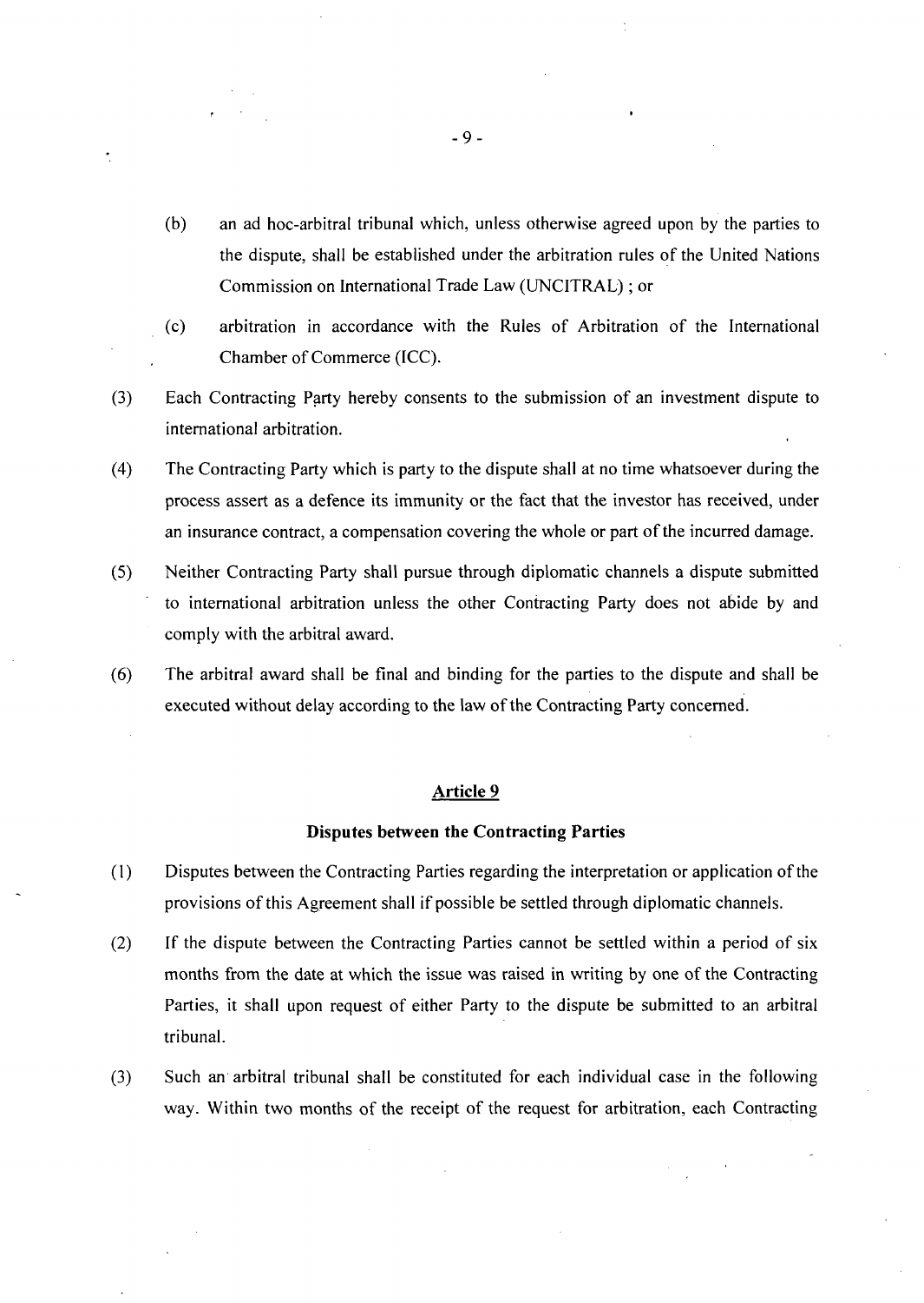(b) an ad hoc-arbitral tribunal which, unless otherwise agreed upon by the parties to the dispute, shall be established under the arbitration rules of the United Nations Commission on International Trade Law (UNCITRAL) ; or

(c) arbitration in accordance with the Rules of Arbitration of the International Chamber of Commerce (ICC).

(3) Each Contracting Party hereby consents to the submission of an investment dispute to international arbitration.

(4) The Contracting Party which is party to the dispute shall at no time whatsoever during the process assert as a defence its immunity or the fact that the investor has received, under an insurance contract, a compensation covering the whole or part of the incurred damage.

(5) Neither Contracting Party shall pursue through diplomatic channels a dispute submitted to international arbitration unless the other Contracting Party does not abide by and comply with the arbitral award.

(6) The arbitral award shall be final and binding for the parties to the dispute and shall be executed without delay according to the law of the Contracting Party concerned.

## Article 9

### Disputes between the Contracting Parties

(1) Disputes between the Contracting Parties regarding the interpretation or application of the provisions of this Agreement shall if possible be settled through diplomatic channels.

(2) If the dispute between the Contracting Parties cannot be settled within a period of six months from the date at which the issue was raised in writing by one of the Contracting Parties, it shall upon request of either Party to the dispute be submitted to an arbitral tribunal.

(3) Such an arbitral tribunal shall be constituted for each individual case in the following way. Within two months of the receipt of the request for arbitration, each Contracting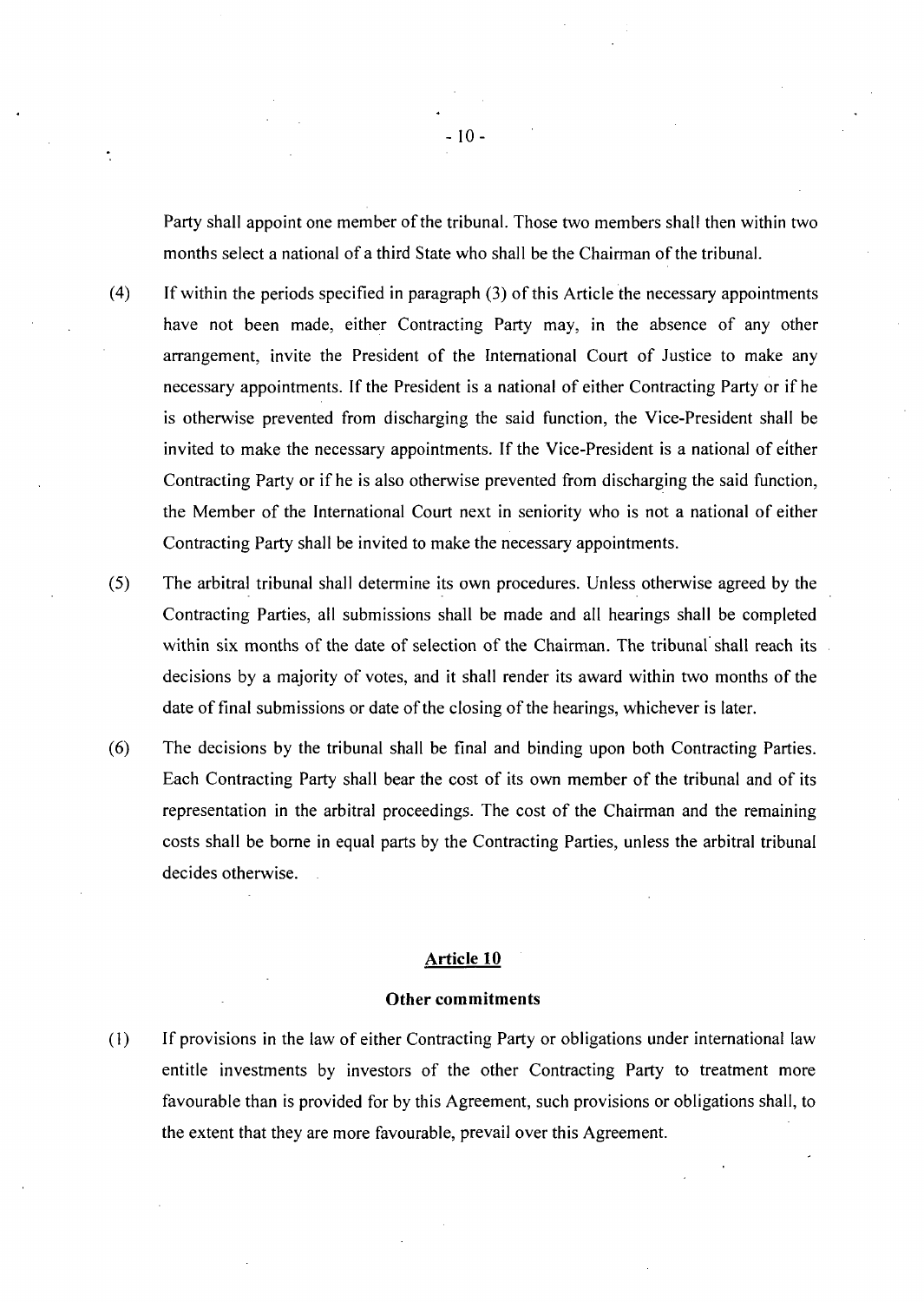Party shall appoint one member of the tribunal. Those two members shall then within two months select a national of a third State who shall be the Chairman of the tribunal.

(4) If within the periods specified in paragraph (3) of this Article the necessary appointments have not been made, either Contracting Party may, in the absence of any other arrangement, invite the President of the International Court of Justice to make any necessary appointments. If the President is a national of either Contracting Party or if he is otherwise prevented from discharging the said function, the Vice-President shall be invited to make the necessary appointments. If the Vice-President is a national of either Contracting Party or if he is also otherwise prevented from discharging the said function, the Member of the International Court next in seniority who is not a national of either Contracting Party shall be invited to make the necessary appointments.

(5) The arbitral tribunal shall determine its own procedures. Unless otherwise agreed by the Contracting Parties, all submissions shall be made and all hearings shall be completed within six months of the date of selection of the Chairman. The tribunal shall reach its decisions by a majority of votes, and it shall render its award within two months of the date of final submissions or date of the closing of the hearings, whichever is later.

(6) The decisions by the tribunal shall be final and binding upon both Contracting Parties. Each Contracting Party shall bear the cost of its own member of the tribunal and of its representation in the arbitral proceedings. The cost of the Chairman and the remaining costs shall be borne in equal parts by the Contracting Parties, unless the arbitral tribunal decides otherwise.

## Article 10

### Other commitments

(1) If provisions in the law of either Contracting Party or obligations under international law entitle investments by investors of the other Contracting Party to treatment more favourable than is provided for by this Agreement, such provisions or obligations shall, to the extent that they are more favourable, prevail over this Agreement.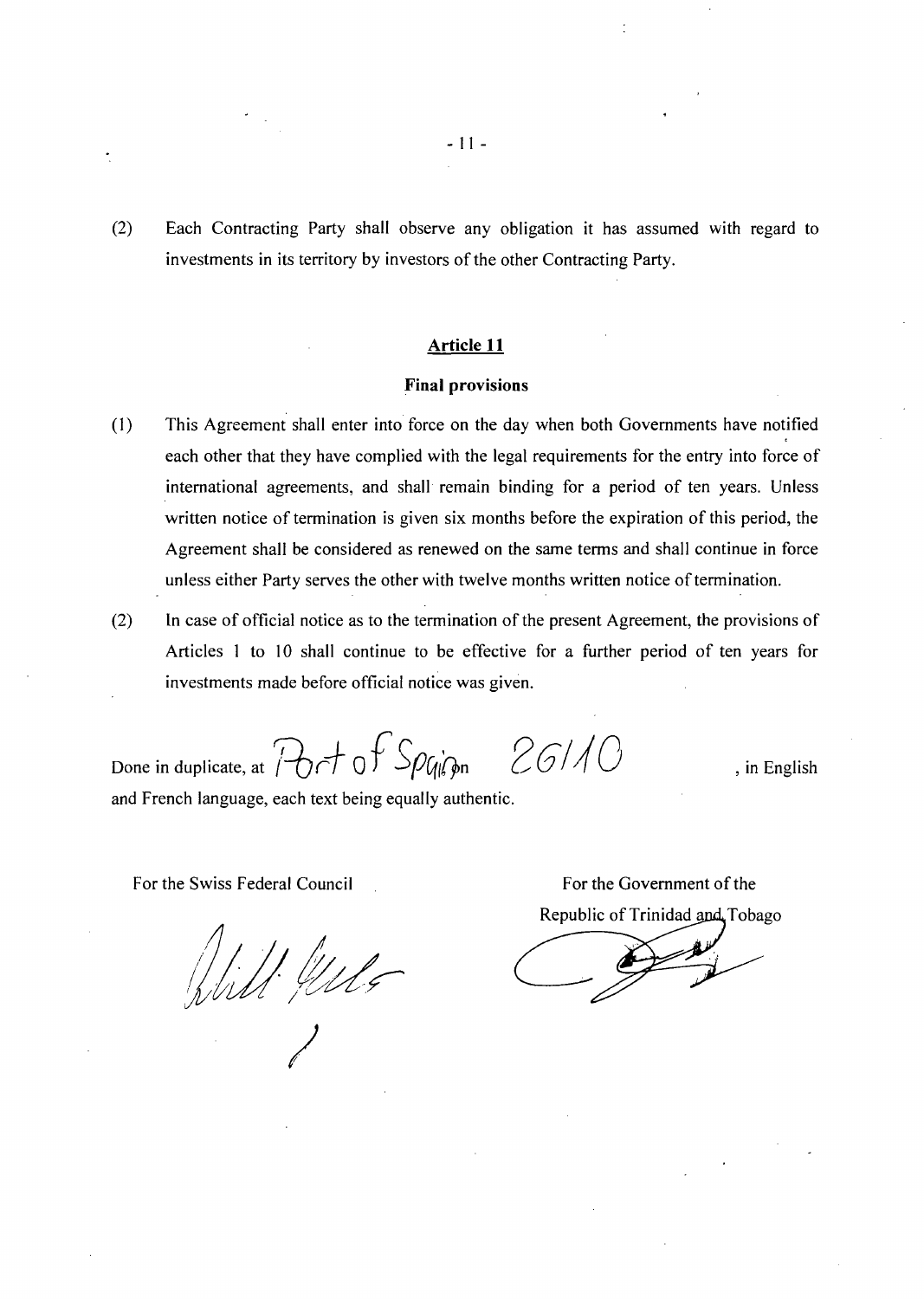(2) Each Contracting Party shall observe any obligation it has assumed with regard to investments in its territory by investors of the other Contracting Party.

## Article 11

### Final provisions

(1) This Agreement shall enter into force on the day when both Governments have notified each other that they have complied with the legal requirements for the entry into force of international agreements, and shall remain binding for a period of ten years. Unless written notice of termination is given six months before the expiration of this period, the Agreement shall be considered as renewed on the same terms and shall continue in force unless either Party serves the other with twelve months written notice of termination.

(2) In case of official notice as to the termination of the present Agreement, the provisions of Articles 1 to 10 shall continue to be effective for a further period of ten years for investments made before official notice was given.

Done in duplicate, at Port of Spain 26/10, in English and French language, each text being equally authentic.

| For the Swiss Federal Council | For the Government of the Republic of Trinidad and Tobago |
|---|---|